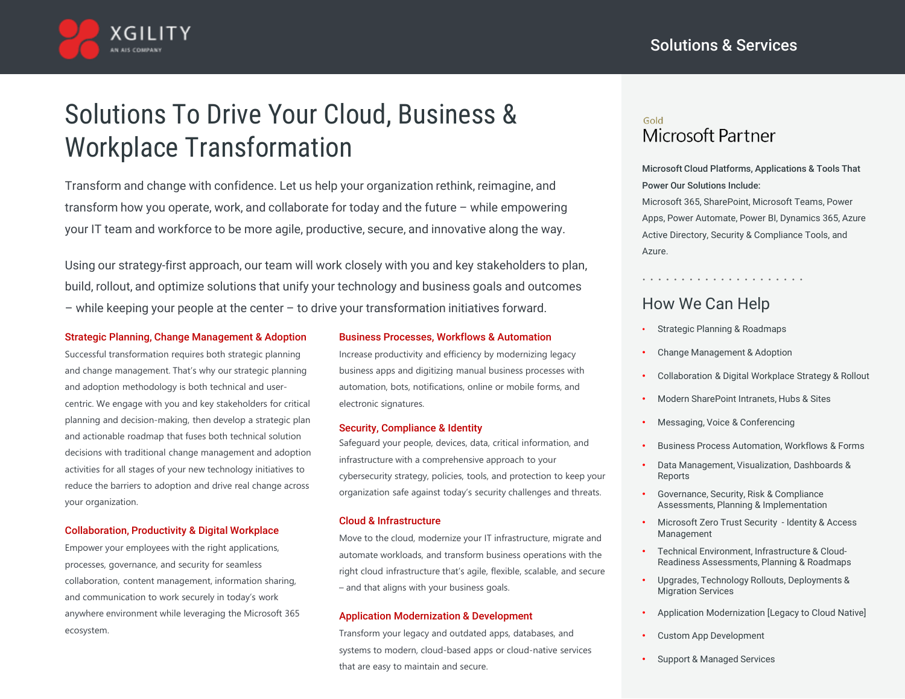XGILITY
AN AIS COMPANY

Solutions & Services

# Solutions To Drive Your Cloud, Business & Workplace Transformation

Transform and change with confidence. Let us help your organization rethink, reimagine, and transform how you operate, work, and collaborate for today and the future – while empowering your IT team and workforce to be more agile, productive, secure, and innovative along the way.

Using our strategy-first approach, our team will work closely with you and key stakeholders to plan, build, rollout, and optimize solutions that unify your technology and business goals and outcomes – while keeping your people at the center – to drive your transformation initiatives forward.

### Strategic Planning, Change Management & Adoption

Successful transformation requires both strategic planning and change management. That's why our strategic planning and adoption methodology is both technical and user-centric. We engage with you and key stakeholders for critical planning and decision-making, then develop a strategic plan and actionable roadmap that fuses both technical solution decisions with traditional change management and adoption activities for all stages of your new technology initiatives to reduce the barriers to adoption and drive real change across your organization.

### Collaboration, Productivity & Digital Workplace

Empower your employees with the right applications, processes, governance, and security for seamless collaboration, content management, information sharing, and communication to work securely in today's work anywhere environment while leveraging the Microsoft 365 ecosystem.

### Business Processes, Workflows & Automation

Increase productivity and efficiency by modernizing legacy business apps and digitizing manual business processes with automation, bots, notifications, online or mobile forms, and electronic signatures.

### Security, Compliance & Identity

Safeguard your people, devices, data, critical information, and infrastructure with a comprehensive approach to your cybersecurity strategy, policies, tools, and protection to keep your organization safe against today's security challenges and threats.

### Cloud & Infrastructure

Move to the cloud, modernize your IT infrastructure, migrate and automate workloads, and transform business operations with the right cloud infrastructure that's agile, flexible, scalable, and secure – and that aligns with your business goals.

### Application Modernization & Development

Transform your legacy and outdated apps, databases, and systems to modern, cloud-based apps or cloud-native services that are easy to maintain and secure.

Gold
Microsoft Partner

**Microsoft Cloud Platforms, Applications & Tools That Power Our Solutions Include:**
Microsoft 365, SharePoint, Microsoft Teams, Power Apps, Power Automate, Power BI, Dynamics 365, Azure Active Directory, Security & Compliance Tools, and Azure.

## How We Can Help

- Strategic Planning & Roadmaps
- Change Management & Adoption
- Collaboration & Digital Workplace Strategy & Rollout
- Modern SharePoint Intranets, Hubs & Sites
- Messaging, Voice & Conferencing
- Business Process Automation, Workflows & Forms
- Data Management, Visualization, Dashboards & Reports
- Governance, Security, Risk & Compliance Assessments, Planning & Implementation
- Microsoft Zero Trust Security - Identity & Access Management
- Technical Environment, Infrastructure & Cloud-Readiness Assessments, Planning & Roadmaps
- Upgrades, Technology Rollouts, Deployments & Migration Services
- Application Modernization [Legacy to Cloud Native]
- Custom App Development
- Support & Managed Services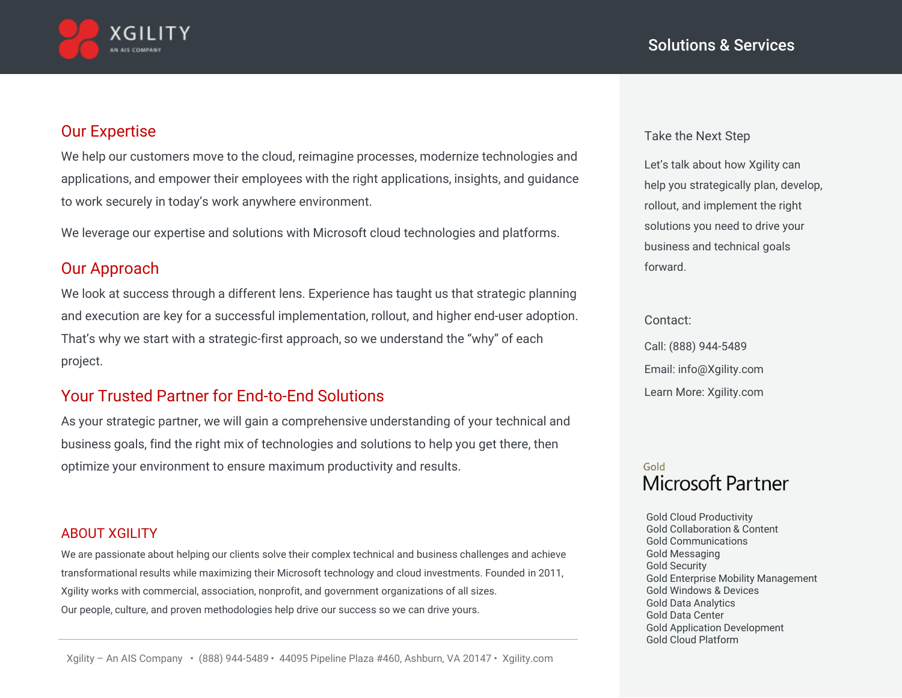XGILITY
AN AIS COMPANY

# Solutions & Services

## Our Expertise

We help our customers move to the cloud, reimagine processes, modernize technologies and applications, and empower their employees with the right applications, insights, and guidance to work securely in today's work anywhere environment.

We leverage our expertise and solutions with Microsoft cloud technologies and platforms.

## Our Approach

We look at success through a different lens. Experience has taught us that strategic planning and execution are key for a successful implementation, rollout, and higher end-user adoption. That's why we start with a strategic-first approach, so we understand the "why" of each project.

## Your Trusted Partner for End-to-End Solutions

As your strategic partner, we will gain a comprehensive understanding of your technical and business goals, find the right mix of technologies and solutions to help you get there, then optimize your environment to ensure maximum productivity and results.

## ABOUT XGILITY

We are passionate about helping our clients solve their complex technical and business challenges and achieve transformational results while maximizing their Microsoft technology and cloud investments. Founded in 2011, Xgility works with commercial, association, nonprofit, and government organizations of all sizes.
Our people, culture, and proven methodologies help drive our success so we can drive yours.

Xgility – An AIS Company • (888) 944-5489 • 44095 Pipeline Plaza #460, Ashburn, VA 20147 • Xgility.com

### Take the Next Step

Let's talk about how Xgility can help you strategically plan, develop, rollout, and implement the right solutions you need to drive your business and technical goals forward.

### Contact:

Call: (888) 944-5489

Email: info@Xgility.com

Learn More: Xgility.com

Gold
Microsoft Partner

- Gold Cloud Productivity
- Gold Collaboration & Content
- Gold Communications
- Gold Messaging
- Gold Security
- Gold Enterprise Mobility Management
- Gold Windows & Devices
- Gold Data Analytics
- Gold Data Center
- Gold Application Development
- Gold Cloud Platform